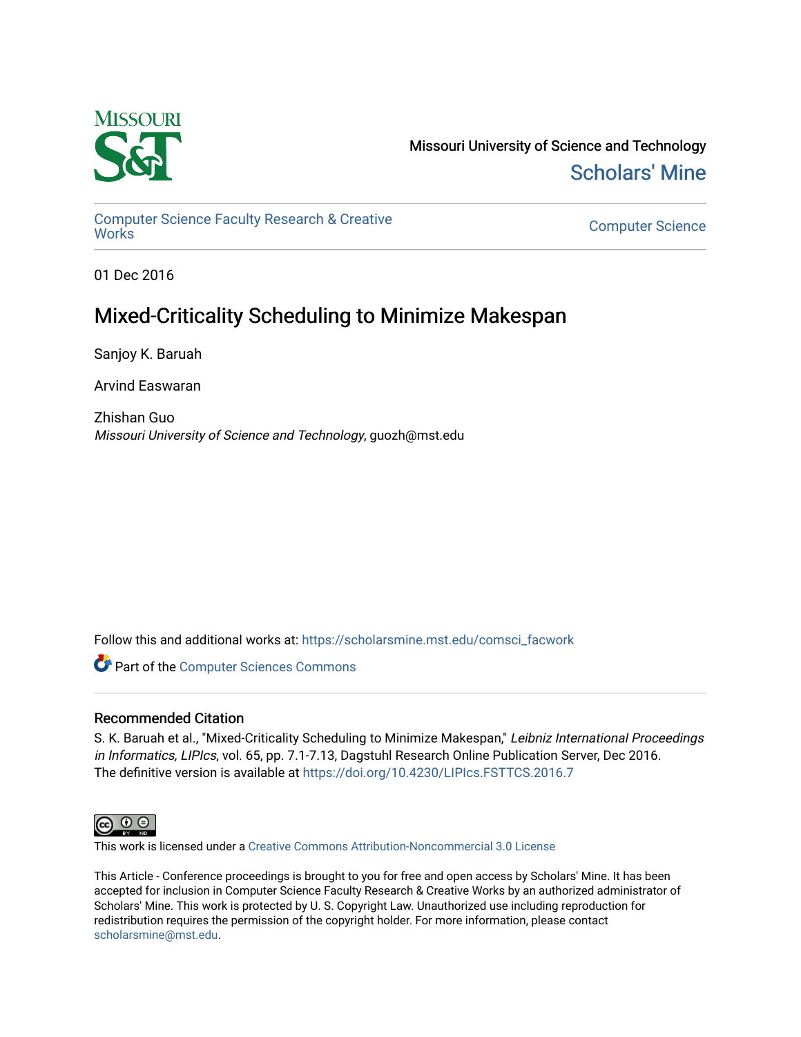Missouri University of Science and Technology

# Scholars' Mine

Computer Science Faculty Research & Creative Works

Computer Science

01 Dec 2016

# Mixed-Criticality Scheduling to Minimize Makespan

Sanjoy K. Baruah

Arvind Easwaran

Zhishan Guo
*Missouri University of Science and Technology*, guozh@mst.edu

Follow this and additional works at: https://scholarsmine.mst.edu/comsci_facwork

Part of the Computer Sciences Commons

## Recommended Citation

S. K. Baruah et al., "Mixed-Criticality Scheduling to Minimize Makespan," *Leibniz International Proceedings in Informatics, LIPIcs*, vol. 65, pp. 7.1-7.13, Dagstuhl Research Online Publication Server, Dec 2016.
The definitive version is available at https://doi.org/10.4230/LIPIcs.FSTTCS.2016.7

This work is licensed under a Creative Commons Attribution-Noncommercial 3.0 License

This Article - Conference proceedings is brought to you for free and open access by Scholars' Mine. It has been accepted for inclusion in Computer Science Faculty Research & Creative Works by an authorized administrator of Scholars' Mine. This work is protected by U. S. Copyright Law. Unauthorized use including reproduction for redistribution requires the permission of the copyright holder. For more information, please contact scholarsmine@mst.edu.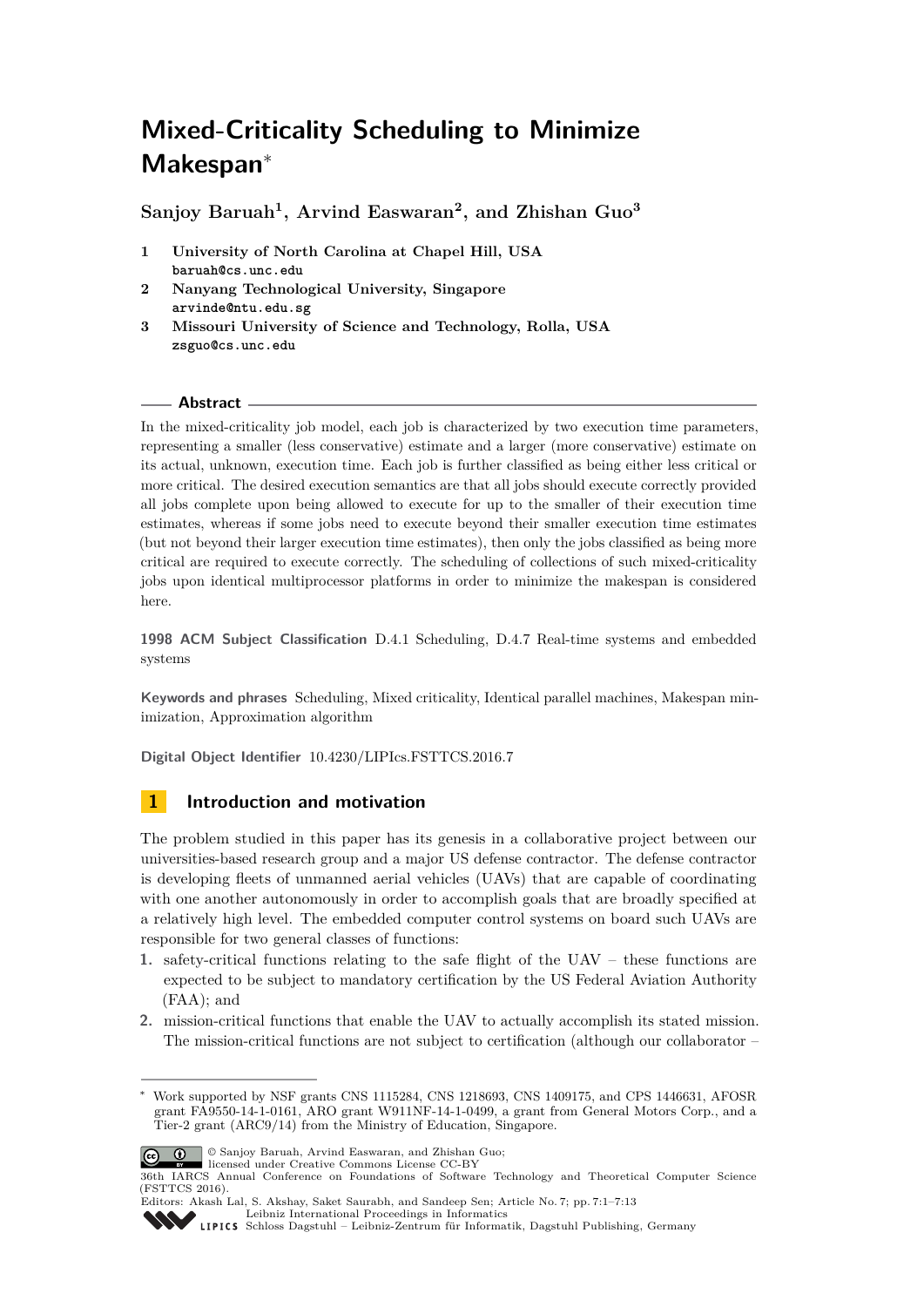# Mixed-Criticality Scheduling to Minimize Makespan*

**Sanjoy Baruah[1], Arvind Easwaran[2], and Zhishan Guo[3]**

1. **University of North Carolina at Chapel Hill, USA**
   baruah@cs.unc.edu
2. **Nanyang Technological University, Singapore**
   arvinde@ntu.edu.sg
3. **Missouri University of Science and Technology, Rolla, USA**
   zsguo@cs.unc.edu

## Abstract

In the mixed-criticality job model, each job is characterized by two execution time parameters, representing a smaller (less conservative) estimate and a larger (more conservative) estimate on its actual, unknown, execution time. Each job is further classified as being either less critical or more critical. The desired execution semantics are that all jobs should execute correctly provided all jobs complete upon being allowed to execute for up to the smaller of their execution time estimates, whereas if some jobs need to execute beyond their smaller execution time estimates (but not beyond their larger execution time estimates), then only the jobs classified as being more critical are required to execute correctly. The scheduling of collections of such mixed-criticality jobs upon identical multiprocessor platforms in order to minimize the makespan is considered here.

**1998 ACM Subject Classification** D.4.1 Scheduling, D.4.7 Real-time systems and embedded systems

**Keywords and phrases** Scheduling, Mixed criticality, Identical parallel machines, Makespan minimization, Approximation algorithm

**Digital Object Identifier** 10.4230/LIPIcs.FSTTCS.2016.7

## 1 Introduction and motivation

The problem studied in this paper has its genesis in a collaborative project between our universities-based research group and a major US defense contractor. The defense contractor is developing fleets of unmanned aerial vehicles (UAVs) that are capable of coordinating with one another autonomously in order to accomplish goals that are broadly specified at a relatively high level. The embedded computer control systems on board such UAVs are responsible for two general classes of functions:

1. safety-critical functions relating to the safe flight of the UAV – these functions are expected to be subject to mandatory certification by the US Federal Aviation Authority (FAA); and
2. mission-critical functions that enable the UAV to actually accomplish its stated mission. The mission-critical functions are not subject to certification (although our collaborator –

---

* Work supported by NSF grants CNS 1115284, CNS 1218693, CNS 1409175, and CPS 1446631, AFOSR grant FA9550-14-1-0161, ARO grant W911NF-14-1-0499, a grant from General Motors Corp., and a Tier-2 grant (ARC9/14) from the Ministry of Education, Singapore.

© Sanjoy Baruah, Arvind Easwaran, and Zhishan Guo;
licensed under Creative Commons License CC-BY
36th IARCS Annual Conference on Foundations of Software Technology and Theoretical Computer Science (FSTTCS 2016).
Editors: Akash Lal, S. Akshay, Saket Saurabh, and Sandeep Sen; Article No. 7; pp. 7:1–7:13
Leibniz International Proceedings in Informatics
Schloss Dagstuhl – Leibniz-Zentrum für Informatik, Dagstuhl Publishing, Germany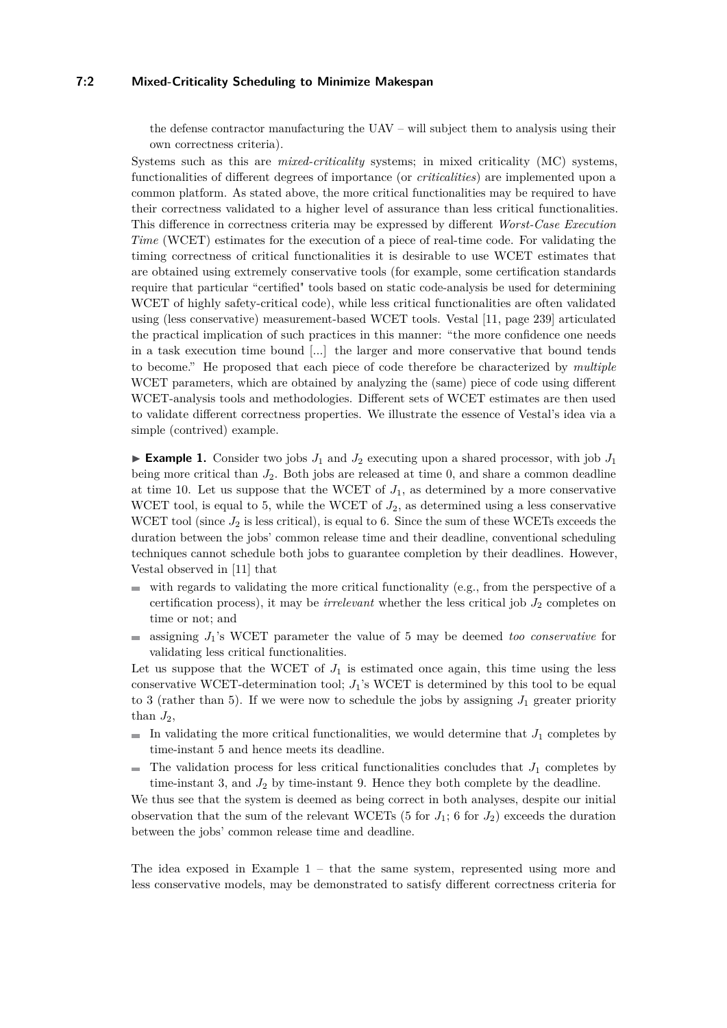the defense contractor manufacturing the UAV – will subject them to analysis using their own correctness criteria).

Systems such as this are *mixed-criticality* systems; in mixed criticality (MC) systems, functionalities of different degrees of importance (or *criticalities*) are implemented upon a common platform. As stated above, the more critical functionalities may be required to have their correctness validated to a higher level of assurance than less critical functionalities. This difference in correctness criteria may be expressed by different *Worst-Case Execution Time* (WCET) estimates for the execution of a piece of real-time code. For validating the timing correctness of critical functionalities it is desirable to use WCET estimates that are obtained using extremely conservative tools (for example, some certification standards require that particular "certified" tools based on static code-analysis be used for determining WCET of highly safety-critical code), while less critical functionalities are often validated using (less conservative) measurement-based WCET tools. Vestal [11, page 239] articulated the practical implication of such practices in this manner: "the more confidence one needs in a task execution time bound [...] the larger and more conservative that bound tends to become." He proposed that each piece of code therefore be characterized by *multiple* WCET parameters, which are obtained by analyzing the (same) piece of code using different WCET-analysis tools and methodologies. Different sets of WCET estimates are then used to validate different correctness properties. We illustrate the essence of Vestal's idea via a simple (contrived) example.

▶ **Example 1.** Consider two jobs $J_1$ and $J_2$ executing upon a shared processor, with job $J_1$ being more critical than $J_2$. Both jobs are released at time 0, and share a common deadline at time 10. Let us suppose that the WCET of $J_1$, as determined by a more conservative WCET tool, is equal to 5, while the WCET of $J_2$, as determined using a less conservative WCET tool (since $J_2$ is less critical), is equal to 6. Since the sum of these WCETs exceeds the duration between the jobs' common release time and their deadline, conventional scheduling techniques cannot schedule both jobs to guarantee completion by their deadlines. However, Vestal observed in [11] that

- with regards to validating the more critical functionality (e.g., from the perspective of a certification process), it may be *irrelevant* whether the less critical job $J_2$ completes on time or not; and
- assigning $J_1$'s WCET parameter the value of 5 may be deemed *too conservative* for validating less critical functionalities.

Let us suppose that the WCET of $J_1$ is estimated once again, this time using the less conservative WCET-determination tool; $J_1$'s WCET is determined by this tool to be equal to 3 (rather than 5). If we were now to schedule the jobs by assigning $J_1$ greater priority than $J_2$,

- In validating the more critical functionalities, we would determine that $J_1$ completes by time-instant 5 and hence meets its deadline.
- The validation process for less critical functionalities concludes that $J_1$ completes by time-instant 3, and $J_2$ by time-instant 9. Hence they both complete by the deadline.

We thus see that the system is deemed as being correct in both analyses, despite our initial observation that the sum of the relevant WCETs (5 for $J_1$; 6 for $J_2$) exceeds the duration between the jobs' common release time and deadline.

The idea exposed in Example 1 – that the same system, represented using more and less conservative models, may be demonstrated to satisfy different correctness criteria for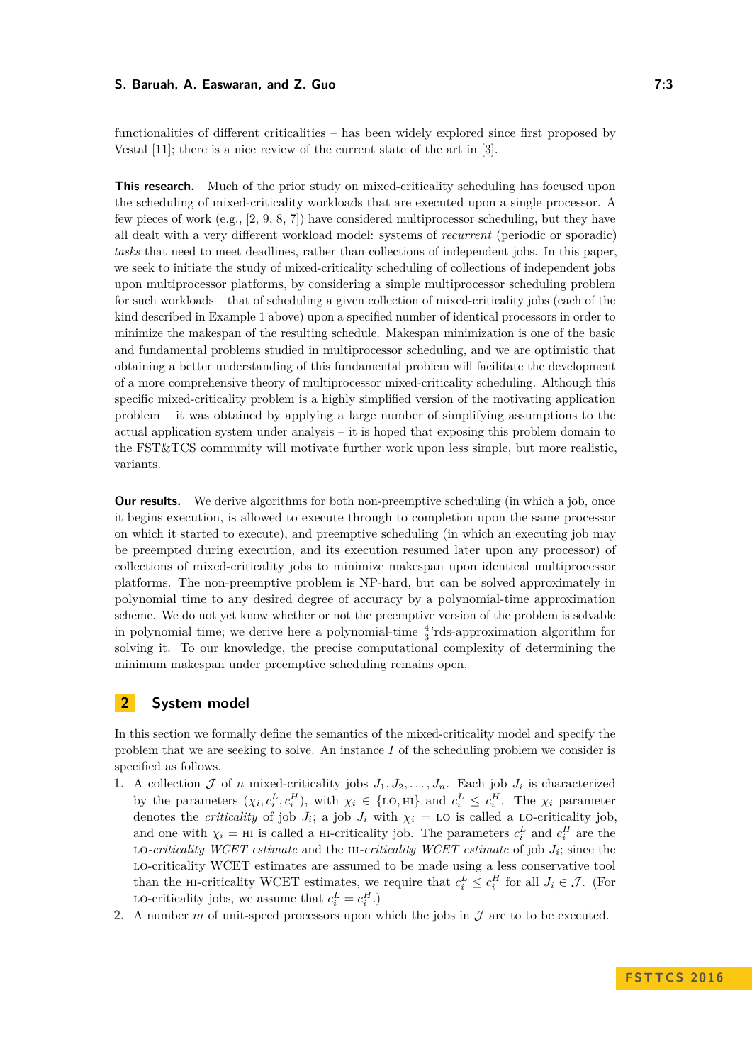functionalities of different criticalities – has been widely explored since first proposed by Vestal [11]; there is a nice review of the current state of the art in [3].

**This research.** Much of the prior study on mixed-criticality scheduling has focused upon the scheduling of mixed-criticality workloads that are executed upon a single processor. A few pieces of work (e.g., [2, 9, 8, 7]) have considered multiprocessor scheduling, but they have all dealt with a very different workload model: systems of *recurrent* (periodic or sporadic) *tasks* that need to meet deadlines, rather than collections of independent jobs. In this paper, we seek to initiate the study of mixed-criticality scheduling of collections of independent jobs upon multiprocessor platforms, by considering a simple multiprocessor scheduling problem for such workloads – that of scheduling a given collection of mixed-criticality jobs (each of the kind described in Example 1 above) upon a specified number of identical processors in order to minimize the makespan of the resulting schedule. Makespan minimization is one of the basic and fundamental problems studied in multiprocessor scheduling, and we are optimistic that obtaining a better understanding of this fundamental problem will facilitate the development of a more comprehensive theory of multiprocessor mixed-criticality scheduling. Although this specific mixed-criticality problem is a highly simplified version of the motivating application problem – it was obtained by applying a large number of simplifying assumptions to the actual application system under analysis – it is hoped that exposing this problem domain to the FST&TCS community will motivate further work upon less simple, but more realistic, variants.

**Our results.** We derive algorithms for both non-preemptive scheduling (in which a job, once it begins execution, is allowed to execute through to completion upon the same processor on which it started to execute), and preemptive scheduling (in which an executing job may be preempted during execution, and its execution resumed later upon any processor) of collections of mixed-criticality jobs to minimize makespan upon identical multiprocessor platforms. The non-preemptive problem is NP-hard, but can be solved approximately in polynomial time to any desired degree of accuracy by a polynomial-time approximation scheme. We do not yet know whether or not the preemptive version of the problem is solvable in polynomial time; we derive here a polynomial-time $\frac{4}{3}$'rds-approximation algorithm for solving it. To our knowledge, the precise computational complexity of determining the minimum makespan under preemptive scheduling remains open.

## 2 System model

In this section we formally define the semantics of the mixed-criticality model and specify the problem that we are seeking to solve. An instance $I$ of the scheduling problem we consider is specified as follows.

1. A collection $\mathcal{J}$ of $n$ mixed-criticality jobs $J_1, J_2, \ldots, J_n$. Each job $J_i$ is characterized by the parameters $(\chi_i, c_i^L, c_i^H)$, with $\chi_i \in \{\text{LO}, \text{HI}\}$ and $c_i^L \leq c_i^H$. The $\chi_i$ parameter denotes the *criticality* of job $J_i$; a job $J_i$ with $\chi_i = \text{LO}$ is called a LO-criticality job, and one with $\chi_i = \text{HI}$ is called a HI-criticality job. The parameters $c_i^L$ and $c_i^H$ are the LO-*criticality WCET estimate* and the HI-*criticality WCET estimate* of job $J_i$; since the LO-criticality WCET estimates are assumed to be made using a less conservative tool than the HI-criticality WCET estimates, we require that $c_i^L \leq c_i^H$ for all $J_i \in \mathcal{J}$. (For LO-criticality jobs, we assume that $c_i^L = c_i^H$.)
2. A number $m$ of unit-speed processors upon which the jobs in $\mathcal{J}$ are to to be executed.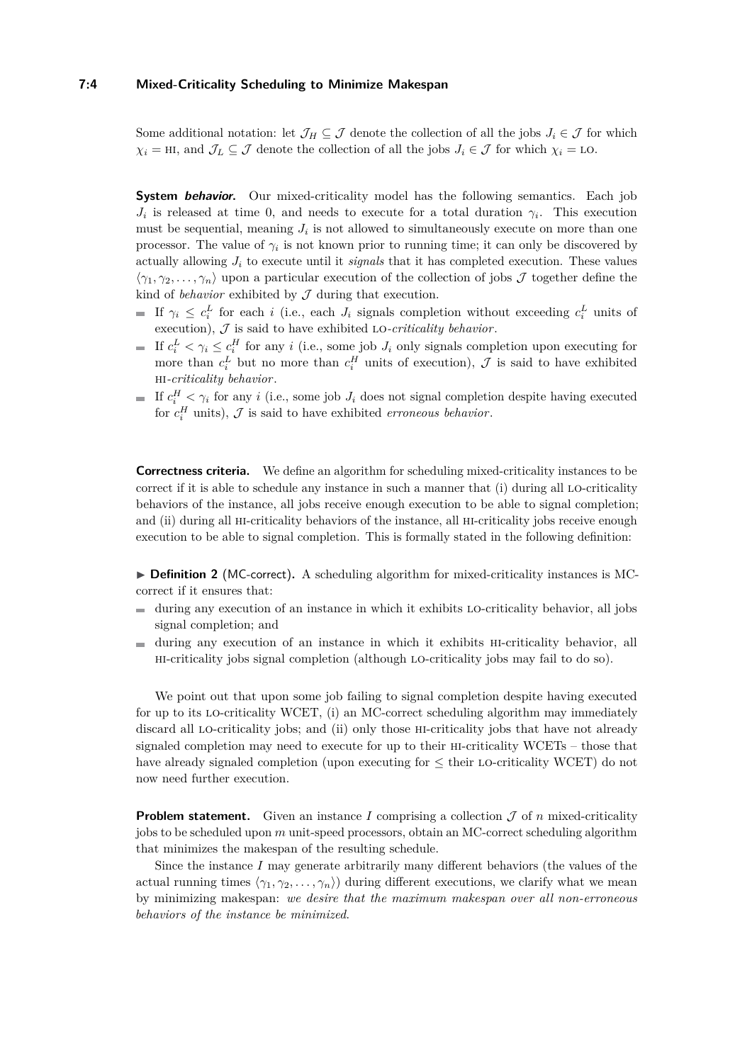Some additional notation: let $\mathcal{J}_H \subseteq \mathcal{J}$ denote the collection of all the jobs $J_i \in \mathcal{J}$ for which $\chi_i = \text{HI}$, and $\mathcal{J}_L \subseteq \mathcal{J}$ denote the collection of all the jobs $J_i \in \mathcal{J}$ for which $\chi_i = \text{LO}$.

**System *behavior*.** Our mixed-criticality model has the following semantics. Each job $J_i$ is released at time 0, and needs to execute for a total duration $\gamma_i$. This execution must be sequential, meaning $J_i$ is not allowed to simultaneously execute on more than one processor. The value of $\gamma_i$ is not known prior to running time; it can only be discovered by actually allowing $J_i$ to execute until it *signals* that it has completed execution. These values $\langle \gamma_1, \gamma_2, \ldots, \gamma_n \rangle$ upon a particular execution of the collection of jobs $\mathcal{J}$ together define the kind of *behavior* exhibited by $\mathcal{J}$ during that execution.

- If $\gamma_i \leq c_i^L$ for each $i$ (i.e., each $J_i$ signals completion without exceeding $c_i^L$ units of execution), $\mathcal{J}$ is said to have exhibited LO-*criticality behavior*.
- If $c_i^L < \gamma_i \leq c_i^H$ for any $i$ (i.e., some job $J_i$ only signals completion upon executing for more than $c_i^L$ but no more than $c_i^H$ units of execution), $\mathcal{J}$ is said to have exhibited HI-*criticality behavior*.
- If $c_i^H < \gamma_i$ for any $i$ (i.e., some job $J_i$ does not signal completion despite having executed for $c_i^H$ units), $\mathcal{J}$ is said to have exhibited *erroneous behavior*.

**Correctness criteria.** We define an algorithm for scheduling mixed-criticality instances to be correct if it is able to schedule any instance in such a manner that (i) during all LO-criticality behaviors of the instance, all jobs receive enough execution to be able to signal completion; and (ii) during all HI-criticality behaviors of the instance, all HI-criticality jobs receive enough execution to be able to signal completion. This is formally stated in the following definition:

► **Definition 2** (MC-correct). A scheduling algorithm for mixed-criticality instances is MC-correct if it ensures that:

- during any execution of an instance in which it exhibits LO-criticality behavior, all jobs signal completion; and
- during any execution of an instance in which it exhibits HI-criticality behavior, all HI-criticality jobs signal completion (although LO-criticality jobs may fail to do so).

We point out that upon some job failing to signal completion despite having executed for up to its LO-criticality WCET, (i) an MC-correct scheduling algorithm may immediately discard all LO-criticality jobs; and (ii) only those HI-criticality jobs that have not already signaled completion may need to execute for up to their HI-criticality WCETs – those that have already signaled completion (upon executing for $\leq$ their LO-criticality WCET) do not now need further execution.

**Problem statement.** Given an instance $I$ comprising a collection $\mathcal{J}$ of $n$ mixed-criticality jobs to be scheduled upon $m$ unit-speed processors, obtain an MC-correct scheduling algorithm that minimizes the makespan of the resulting schedule.

Since the instance $I$ may generate arbitrarily many different behaviors (the values of the actual running times $\langle \gamma_1, \gamma_2, \ldots, \gamma_n \rangle$) during different executions, we clarify what we mean by minimizing makespan: *we desire that the maximum makespan over all non-erroneous behaviors of the instance be minimized.*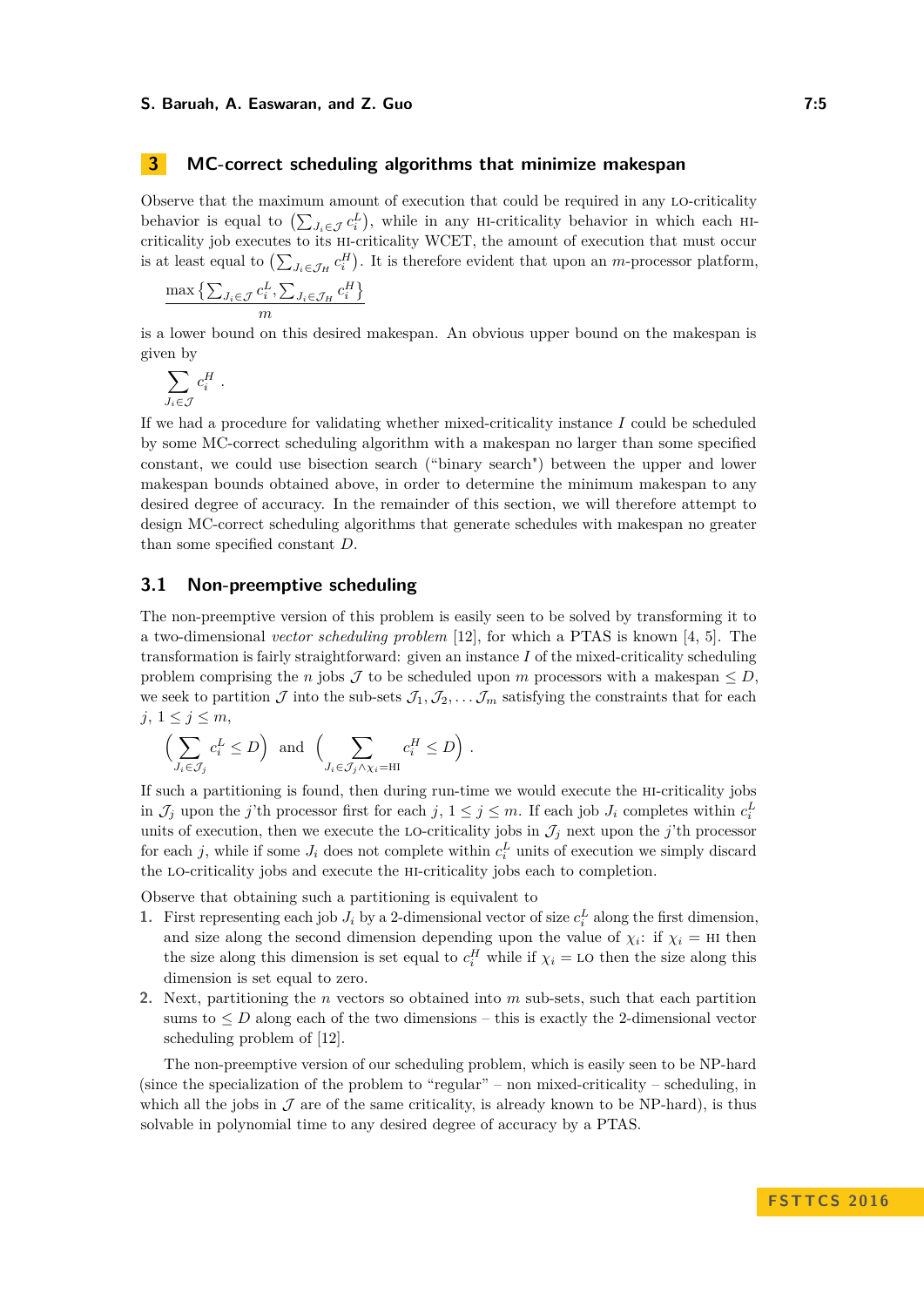## 3 MC-correct scheduling algorithms that minimize makespan

Observe that the maximum amount of execution that could be required in any LO-criticality behavior is equal to $\left(\sum_{J_i \in \mathcal{J}} c_i^L\right)$, while in any HI-criticality behavior in which each HI-criticality job executes to its HI-criticality WCET, the amount of execution that must occur is at least equal to $\left(\sum_{J_i \in \mathcal{J}_H} c_i^H\right)$. It is therefore evident that upon an $m$-processor platform,

$$\frac{\max\left\{\sum_{J_i \in \mathcal{J}} c_i^L, \sum_{J_i \in \mathcal{J}_H} c_i^H\right\}}{m}$$

is a lower bound on this desired makespan. An obvious upper bound on the makespan is given by

$$\sum_{J_i \in \mathcal{J}} c_i^H .$$

If we had a procedure for validating whether mixed-criticality instance $I$ could be scheduled by some MC-correct scheduling algorithm with a makespan no larger than some specified constant, we could use bisection search ("binary search") between the upper and lower makespan bounds obtained above, in order to determine the minimum makespan to any desired degree of accuracy. In the remainder of this section, we will therefore attempt to design MC-correct scheduling algorithms that generate schedules with makespan no greater than some specified constant $D$.

### 3.1 Non-preemptive scheduling

The non-preemptive version of this problem is easily seen to be solved by transforming it to a two-dimensional *vector scheduling problem* [12], for which a PTAS is known [4, 5]. The transformation is fairly straightforward: given an instance $I$ of the mixed-criticality scheduling problem comprising the $n$ jobs $\mathcal{J}$ to be scheduled upon $m$ processors with a makespan $\leq D$, we seek to partition $\mathcal{J}$ into the sub-sets $\mathcal{J}_1, \mathcal{J}_2, \ldots \mathcal{J}_m$ satisfying the constraints that for each $j$, $1 \leq j \leq m$,

$$\left(\sum_{J_i \in \mathcal{J}_j} c_i^L \leq D\right) \text{ and } \left(\sum_{J_i \in \mathcal{J}_j \wedge \chi_i = \text{HI}} c_i^H \leq D\right) .$$

If such a partitioning is found, then during run-time we would execute the HI-criticality jobs in $\mathcal{J}_j$ upon the $j$'th processor first for each $j$, $1 \leq j \leq m$. If each job $J_i$ completes within $c_i^L$ units of execution, then we execute the LO-criticality jobs in $\mathcal{J}_j$ next upon the $j$'th processor for each $j$, while if some $J_i$ does not complete within $c_i^L$ units of execution we simply discard the LO-criticality jobs and execute the HI-criticality jobs each to completion.

Observe that obtaining such a partitioning is equivalent to

1. First representing each job $J_i$ by a 2-dimensional vector of size $c_i^L$ along the first dimension, and size along the second dimension depending upon the value of $\chi_i$: if $\chi_i = \text{HI}$ then the size along this dimension is set equal to $c_i^H$ while if $\chi_i = \text{LO}$ then the size along this dimension is set equal to zero.
2. Next, partitioning the $n$ vectors so obtained into $m$ sub-sets, such that each partition sums to $\leq D$ along each of the two dimensions – this is exactly the 2-dimensional vector scheduling problem of [12].

The non-preemptive version of our scheduling problem, which is easily seen to be NP-hard (since the specialization of the problem to "regular" – non mixed-criticality – scheduling, in which all the jobs in $\mathcal{J}$ are of the same criticality, is already known to be NP-hard), is thus solvable in polynomial time to any desired degree of accuracy by a PTAS.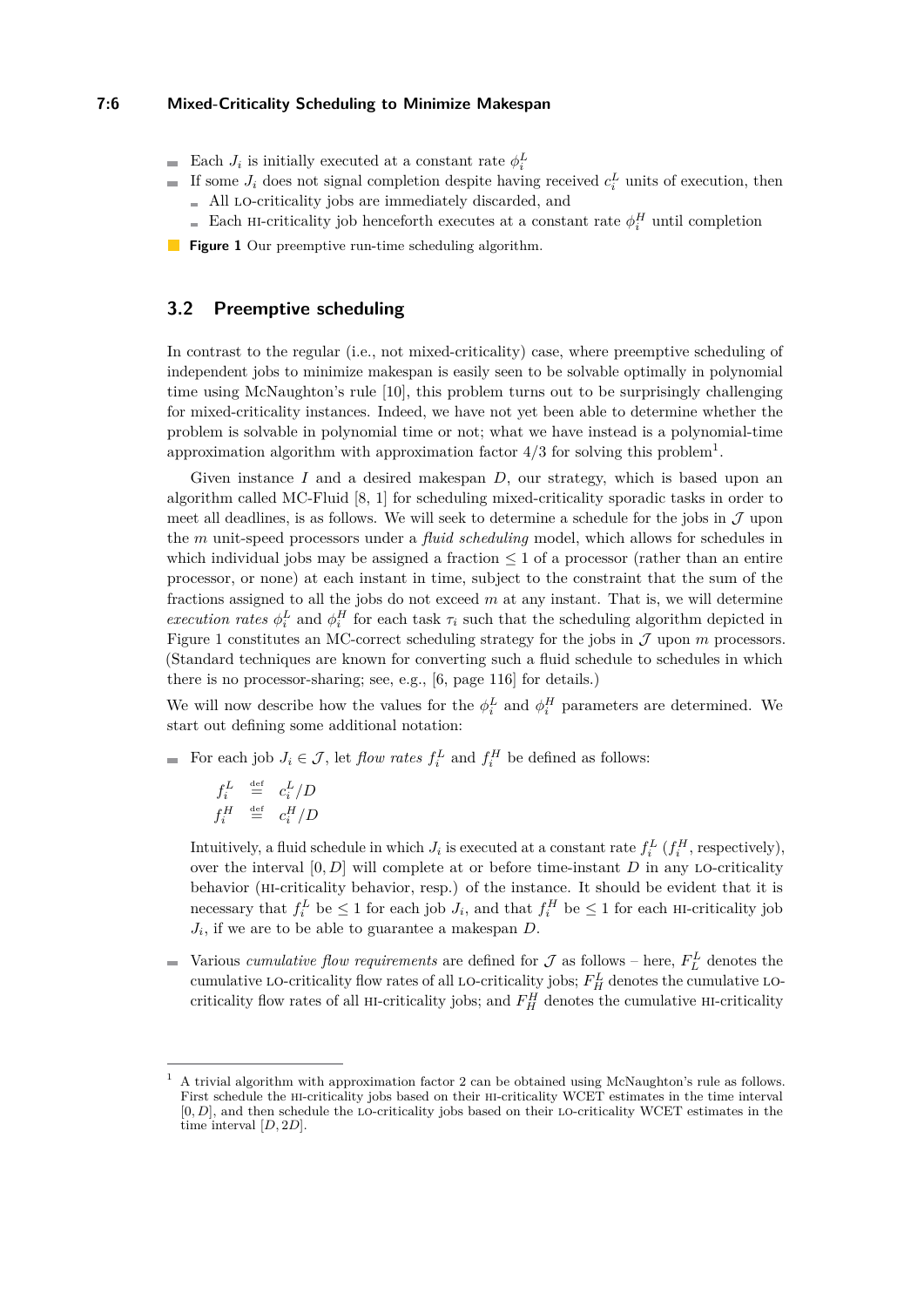- Each $J_i$ is initially executed at a constant rate $\phi_i^L$
- If some $J_i$ does not signal completion despite having received $c_i^L$ units of execution, then
  - All LO-criticality jobs are immediately discarded, and
  - Each HI-criticality job henceforth executes at a constant rate $\phi_i^H$ until completion

**Figure 1** Our preemptive run-time scheduling algorithm.

## 3.2 Preemptive scheduling

In contrast to the regular (i.e., not mixed-criticality) case, where preemptive scheduling of independent jobs to minimize makespan is easily seen to be solvable optimally in polynomial time using McNaughton's rule [10], this problem turns out to be surprisingly challenging for mixed-criticality instances. Indeed, we have not yet been able to determine whether the problem is solvable in polynomial time or not; what we have instead is a polynomial-time approximation algorithm with approximation factor 4/3 for solving this problem[1].

Given instance $I$ and a desired makespan $D$, our strategy, which is based upon an algorithm called MC-Fluid [8, 1] for scheduling mixed-criticality sporadic tasks in order to meet all deadlines, is as follows. We will seek to determine a schedule for the jobs in $\mathcal{J}$ upon the $m$ unit-speed processors under a *fluid scheduling* model, which allows for schedules in which individual jobs may be assigned a fraction $\leq 1$ of a processor (rather than an entire processor, or none) at each instant in time, subject to the constraint that the sum of the fractions assigned to all the jobs do not exceed $m$ at any instant. That is, we will determine *execution rates* $\phi_i^L$ and $\phi_i^H$ for each task $\tau_i$ such that the scheduling algorithm depicted in Figure 1 constitutes an MC-correct scheduling strategy for the jobs in $\mathcal{J}$ upon $m$ processors. (Standard techniques are known for converting such a fluid schedule to schedules in which there is no processor-sharing; see, e.g., [6, page 116] for details.)

We will now describe how the values for the $\phi_i^L$ and $\phi_i^H$ parameters are determined. We start out defining some additional notation:

- For each job $J_i \in \mathcal{J}$, let *flow rates* $f_i^L$ and $f_i^H$ be defined as follows:

  $$f_i^L \stackrel{\text{def}}{=} c_i^L/D$$
  $$f_i^H \stackrel{\text{def}}{=} c_i^H/D$$

  Intuitively, a fluid schedule in which $J_i$ is executed at a constant rate $f_i^L$ ($f_i^H$, respectively), over the interval $[0, D]$ will complete at or before time-instant $D$ in any LO-criticality behavior (HI-criticality behavior, resp.) of the instance. It should be evident that it is necessary that $f_i^L$ be $\leq 1$ for each job $J_i$, and that $f_i^H$ be $\leq 1$ for each HI-criticality job $J_i$, if we are to be able to guarantee a makespan $D$.

- Various *cumulative flow requirements* are defined for $\mathcal{J}$ as follows – here, $F_L^L$ denotes the cumulative LO-criticality flow rates of all LO-criticality jobs; $F_H^L$ denotes the cumulative LO-criticality flow rates of all HI-criticality jobs; and $F_H^H$ denotes the cumulative HI-criticality

---

[1] A trivial algorithm with approximation factor 2 can be obtained using McNaughton's rule as follows. First schedule the HI-criticality jobs based on their HI-criticality WCET estimates in the time interval $[0, D]$, and then schedule the LO-criticality jobs based on their LO-criticality WCET estimates in the time interval $[D, 2D]$.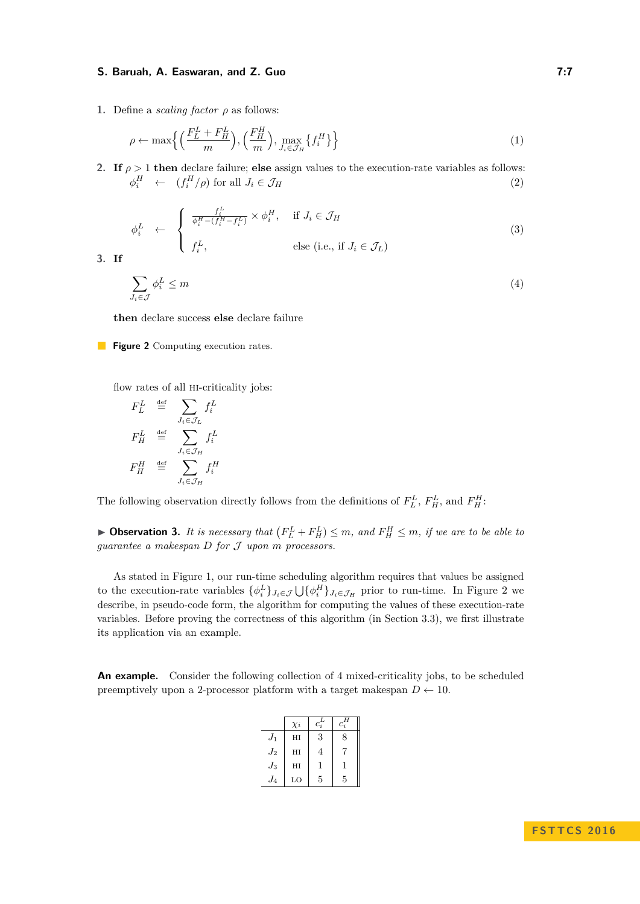1. Define a *scaling factor* $\rho$ as follows:

$$\rho \leftarrow \max\Big\{ \Big(\frac{F_L^L + F_H^L}{m}\Big), \Big(\frac{F_H^H}{m}\Big), \max_{J_i \in \mathcal{J}_H} \{f_i^H\} \Big\} \tag{1}$$

2. **If** $\rho > 1$ **then** declare failure; **else** assign values to the execution-rate variables as follows:

$$\phi_i^H \quad \leftarrow \quad (f_i^H / \rho) \text{ for all } J_i \in \mathcal{J}_H \tag{2}$$

$$\phi_i^L \quad \leftarrow \quad \begin{cases} \frac{f_i^L}{\phi_i^H - (f_i^H - f_i^L)} \times \phi_i^H, & \text{if } J_i \in \mathcal{J}_H \\ f_i^L, & \text{else (i.e., if } J_i \in \mathcal{J}_L) \end{cases} \tag{3}$$

3. **If**

$$\sum_{J_i \in \mathcal{J}} \phi_i^L \leq m \tag{4}$$

**then** declare success **else** declare failure

**Figure 2** Computing execution rates.

flow rates of all HI-criticality jobs:

$$F_L^L \stackrel{\text{def}}{=} \sum_{J_i \in \mathcal{J}_L} f_i^L$$

$$F_H^L \stackrel{\text{def}}{=} \sum_{J_i \in \mathcal{J}_H} f_i^L$$

$$F_H^H \stackrel{\text{def}}{=} \sum_{J_i \in \mathcal{J}_H} f_i^H$$

The following observation directly follows from the definitions of $F_L^L$, $F_H^L$, and $F_H^H$:

▶ **Observation 3.** *It is necessary that* $(F_L^L + F_H^L) \leq m$*, and* $F_H^H \leq m$*, if we are to be able to guarantee a makespan* $D$ *for* $\mathcal{J}$ *upon* $m$ *processors.*

As stated in Figure 1, our run-time scheduling algorithm requires that values be assigned to the execution-rate variables $\{\phi_i^L\}_{J_i \in \mathcal{J}} \bigcup \{\phi_i^H\}_{J_i \in \mathcal{J}_H}$ prior to run-time. In Figure 2 we describe, in pseudo-code form, the algorithm for computing the values of these execution-rate variables. Before proving the correctness of this algorithm (in Section 3.3), we first illustrate its application via an example.

**An example.** Consider the following collection of 4 mixed-criticality jobs, to be scheduled preemptively upon a 2-processor platform with a target makespan $D \leftarrow 10$.

| | $\chi_i$ | $c_i^L$ | $c_i^H$ |
|---|---|---|---|
| $J_1$ | HI | 3 | 8 |
| $J_2$ | HI | 4 | 7 |
| $J_3$ | HI | 1 | 1 |
| $J_4$ | LO | 5 | 5 |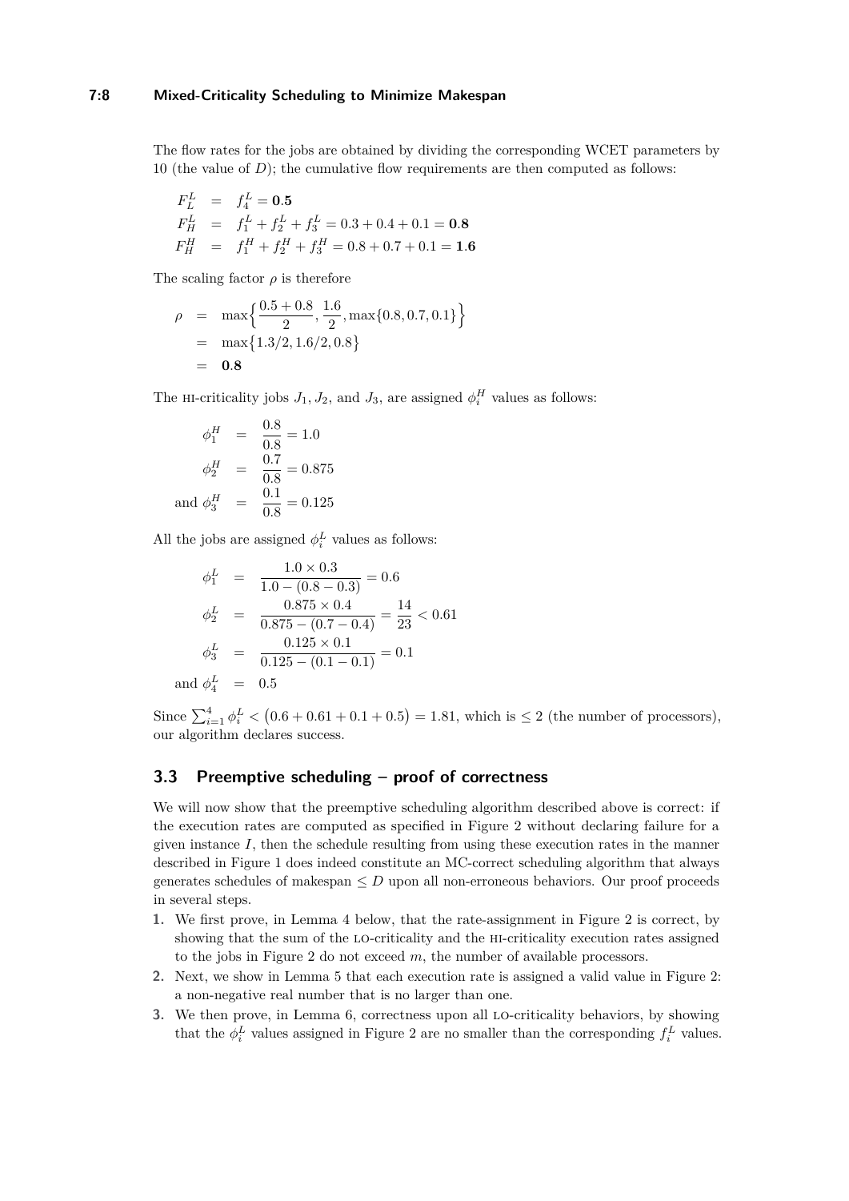The flow rates for the jobs are obtained by dividing the corresponding WCET parameters by 10 (the value of $D$); the cumulative flow requirements are then computed as follows:

$$
\begin{aligned}
F_L^L &= f_4^L = \mathbf{0.5} \\
F_H^L &= f_1^L + f_2^L + f_3^L = 0.3 + 0.4 + 0.1 = \mathbf{0.8} \\
F_H^H &= f_1^H + f_2^H + f_3^H = 0.8 + 0.7 + 0.1 = \mathbf{1.6}
\end{aligned}
$$

The scaling factor $\rho$ is therefore

$$
\begin{aligned}
\rho &= \max\Big\{\frac{0.5 + 0.8}{2}, \frac{1.6}{2}, \max\{0.8, 0.7, 0.1\}\Big\} \\
&= \max\big\{1.3/2, 1.6/2, 0.8\big\} \\
&= \mathbf{0.8}
\end{aligned}
$$

The HI-criticality jobs $J_1, J_2$, and $J_3$, are assigned $\phi_i^H$ values as follows:

$$
\begin{aligned}
\phi_1^H &= \frac{0.8}{0.8} = 1.0 \\
\phi_2^H &= \frac{0.7}{0.8} = 0.875 \\
\text{and } \phi_3^H &= \frac{0.1}{0.8} = 0.125
\end{aligned}
$$

All the jobs are assigned $\phi_i^L$ values as follows:

$$
\begin{aligned}
\phi_1^L &= \frac{1.0 \times 0.3}{1.0 - (0.8 - 0.3)} = 0.6 \\
\phi_2^L &= \frac{0.875 \times 0.4}{0.875 - (0.7 - 0.4)} = \frac{14}{23} < 0.61 \\
\phi_3^L &= \frac{0.125 \times 0.1}{0.125 - (0.1 - 0.1)} = 0.1 \\
\text{and } \phi_4^L &= 0.5
\end{aligned}
$$

Since $\sum_{i=1}^{4} \phi_i^L < \big(0.6 + 0.61 + 0.1 + 0.5\big) = 1.81$, which is $\leq 2$ (the number of processors), our algorithm declares success.

## 3.3 Preemptive scheduling – proof of correctness

We will now show that the preemptive scheduling algorithm described above is correct: if the execution rates are computed as specified in Figure 2 without declaring failure for a given instance $I$, then the schedule resulting from using these execution rates in the manner described in Figure 1 does indeed constitute an MC-correct scheduling algorithm that always generates schedules of makespan $\leq D$ upon all non-erroneous behaviors. Our proof proceeds in several steps.

1. We first prove, in Lemma 4 below, that the rate-assignment in Figure 2 is correct, by showing that the sum of the LO-criticality and the HI-criticality execution rates assigned to the jobs in Figure 2 do not exceed $m$, the number of available processors.
2. Next, we show in Lemma 5 that each execution rate is assigned a valid value in Figure 2: a non-negative real number that is no larger than one.
3. We then prove, in Lemma 6, correctness upon all LO-criticality behaviors, by showing that the $\phi_i^L$ values assigned in Figure 2 are no smaller than the corresponding $f_i^L$ values.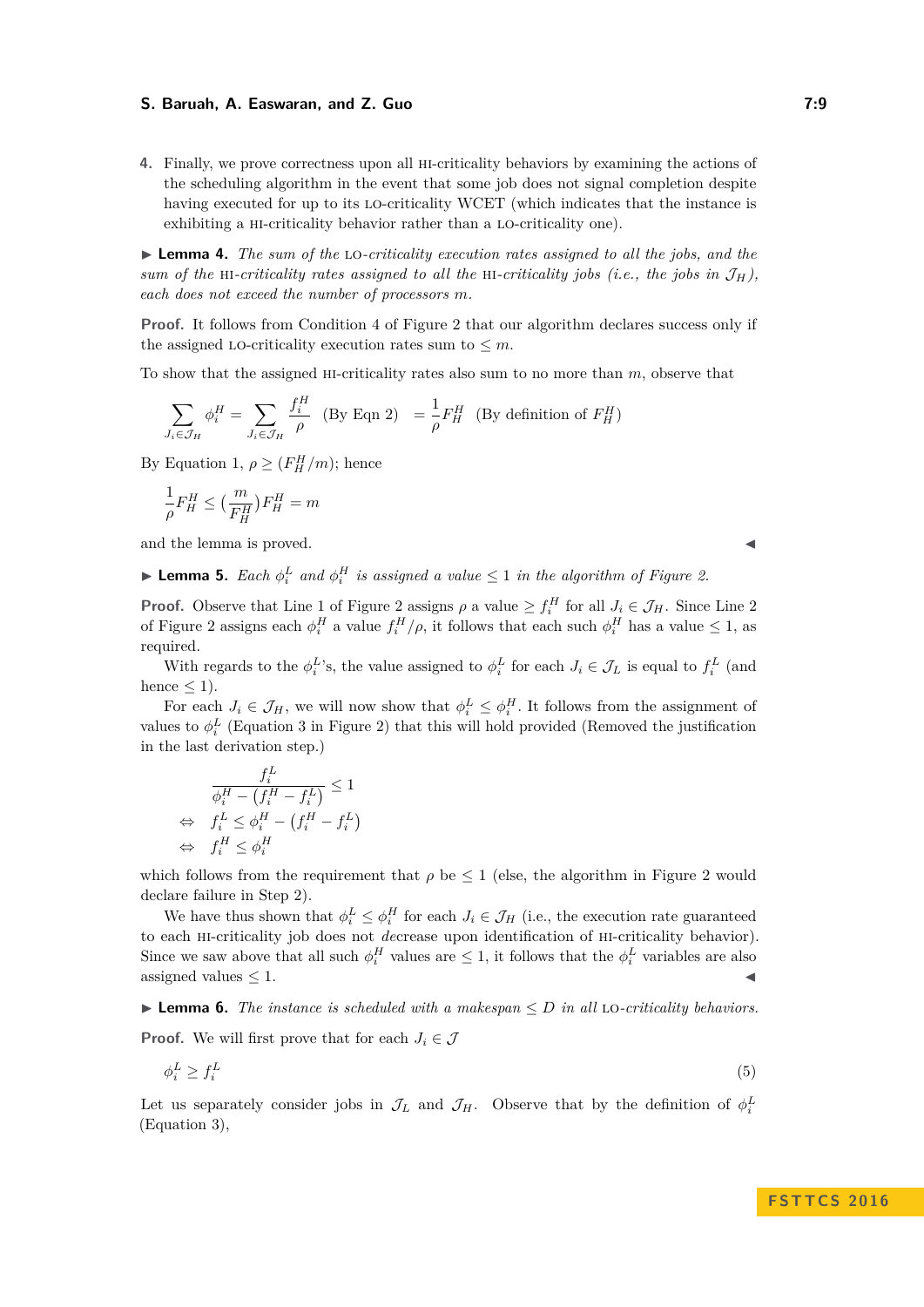4. Finally, we prove correctness upon all HI-criticality behaviors by examining the actions of the scheduling algorithm in the event that some job does not signal completion despite having executed for up to its LO-criticality WCET (which indicates that the instance is exhibiting a HI-criticality behavior rather than a LO-criticality one).

▶ **Lemma 4.** *The sum of the LO-criticality execution rates assigned to all the jobs, and the sum of the HI-criticality rates assigned to all the HI-criticality jobs (i.e., the jobs in $\mathcal{J}_H$), each does not exceed the number of processors $m$.*

**Proof.** It follows from Condition 4 of Figure 2 that our algorithm declares success only if the assigned LO-criticality execution rates sum to $\leq m$.

To show that the assigned HI-criticality rates also sum to no more than $m$, observe that

$$\sum_{J_i \in \mathcal{J}_H} \phi_i^H = \sum_{J_i \in \mathcal{J}_H} \frac{f_i^H}{\rho} \quad \text{(By Eqn 2)} \quad = \frac{1}{\rho} F_H^H \quad \text{(By definition of } F_H^H\text{)}$$

By Equation 1, $\rho \geq (F_H^H / m)$; hence

$$\frac{1}{\rho} F_H^H \leq (\frac{m}{F_H^H}) F_H^H = m$$

and the lemma is proved. ◀

▶ **Lemma 5.** *Each $\phi_i^L$ and $\phi_i^H$ is assigned a value $\leq 1$ in the algorithm of Figure 2.*

**Proof.** Observe that Line 1 of Figure 2 assigns $\rho$ a value $\geq f_i^H$ for all $J_i \in \mathcal{J}_H$. Since Line 2 of Figure 2 assigns each $\phi_i^H$ a value $f_i^H/\rho$, it follows that each such $\phi_i^H$ has a value $\leq 1$, as required.

With regards to the $\phi_i^L$'s, the value assigned to $\phi_i^L$ for each $J_i \in \mathcal{J}_L$ is equal to $f_i^L$ (and hence $\leq 1$).

For each $J_i \in \mathcal{J}_H$, we will now show that $\phi_i^L \leq \phi_i^H$. It follows from the assignment of values to $\phi_i^L$ (Equation 3 in Figure 2) that this will hold provided (Removed the justification in the last derivation step.)

$$\begin{aligned}
& \frac{f_i^L}{\phi_i^H - (f_i^H - f_i^L)} \leq 1 \\
\Leftrightarrow \quad & f_i^L \leq \phi_i^H - (f_i^H - f_i^L) \\
\Leftrightarrow \quad & f_i^H \leq \phi_i^H
\end{aligned}$$

which follows from the requirement that $\rho$ be $\leq 1$ (else, the algorithm in Figure 2 would declare failure in Step 2).

We have thus shown that $\phi_i^L \leq \phi_i^H$ for each $J_i \in \mathcal{J}_H$ (i.e., the execution rate guaranteed to each HI-criticality job does not *decrease* upon identification of HI-criticality behavior). Since we saw above that all such $\phi_i^H$ values are $\leq 1$, it follows that the $\phi_i^L$ variables are also assigned values $\leq 1$. ◀

▶ **Lemma 6.** *The instance is scheduled with a makespan $\leq D$ in all LO-criticality behaviors.*

**Proof.** We will first prove that for each $J_i \in \mathcal{J}$

$$\phi_i^L \geq f_i^L \tag{5}$$

Let us separately consider jobs in $\mathcal{J}_L$ and $\mathcal{J}_H$. Observe that by the definition of $\phi_i^L$ (Equation 3),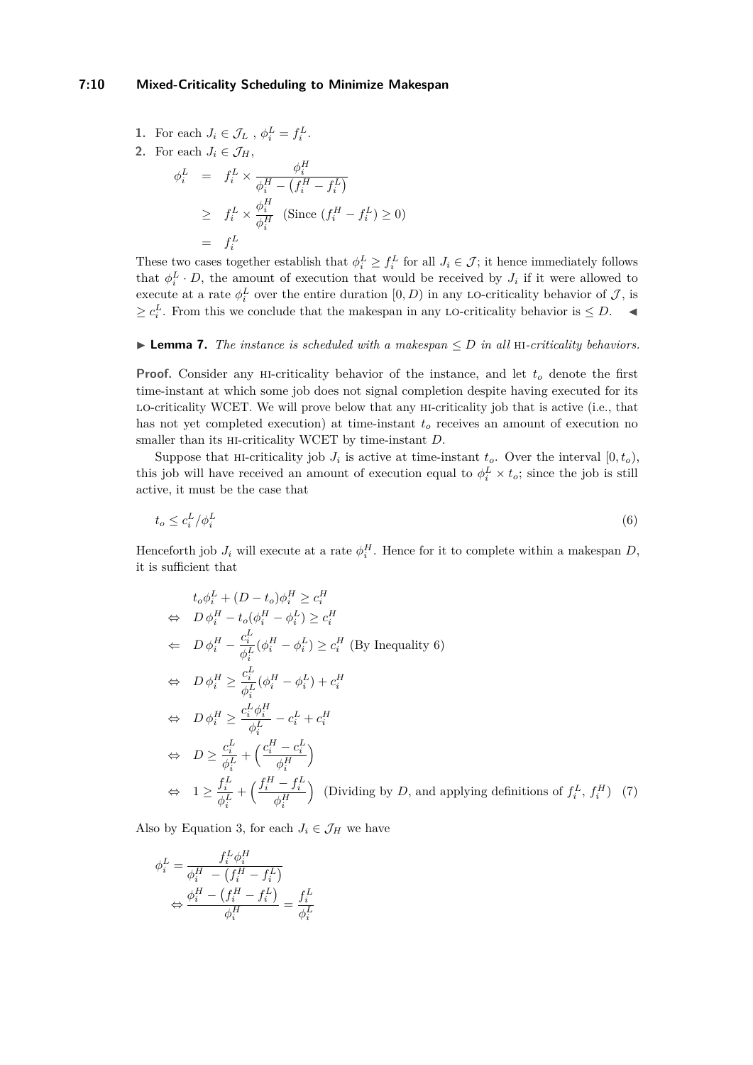1. For each $J_i \in \mathcal{J}_L$ , $\phi_i^L = f_i^L$.
2. For each $J_i \in \mathcal{J}_H$,

$$
\begin{aligned}
\phi_i^L &= f_i^L \times \frac{\phi_i^H}{\phi_i^H - \left(f_i^H - f_i^L\right)} \\
&\geq f_i^L \times \frac{\phi_i^H}{\phi_i^H} \quad \text{(Since } (f_i^H - f_i^L) \geq 0\text{)} \\
&= f_i^L
\end{aligned}
$$

These two cases together establish that $\phi_i^L \geq f_i^L$ for all $J_i \in \mathcal{J}$; it hence immediately follows that $\phi_i^L \cdot D$, the amount of execution that would be received by $J_i$ if it were allowed to execute at a rate $\phi_i^L$ over the entire duration $[0, D)$ in any LO-criticality behavior of $\mathcal{J}$, is $\geq c_i^L$. From this we conclude that the makespan in any LO-criticality behavior is $\leq D$. ◀

▶ **Lemma 7.** *The instance is scheduled with a makespan $\leq D$ in all* HI*-criticality behaviors.*

**Proof.** Consider any HI-criticality behavior of the instance, and let $t_o$ denote the first time-instant at which some job does not signal completion despite having executed for its LO-criticality WCET. We will prove below that any HI-criticality job that is active (i.e., that has not yet completed execution) at time-instant $t_o$ receives an amount of execution no smaller than its HI-criticality WCET by time-instant $D$.

Suppose that HI-criticality job $J_i$ is active at time-instant $t_o$. Over the interval $[0, t_o)$, this job will have received an amount of execution equal to $\phi_i^L \times t_o$; since the job is still active, it must be the case that

$$
t_o \leq c_i^L / \phi_i^L \tag{6}
$$

Henceforth job $J_i$ will execute at a rate $\phi_i^H$. Hence for it to complete within a makespan $D$, it is sufficient that

$$
\begin{aligned}
& t_o\phi_i^L + (D - t_o)\phi_i^H \geq c_i^H \\
\Leftrightarrow\ & D\,\phi_i^H - t_o(\phi_i^H - \phi_i^L) \geq c_i^H \\
\Leftarrow\ & D\,\phi_i^H - \frac{c_i^L}{\phi_i^L}(\phi_i^H - \phi_i^L) \geq c_i^H \quad \text{(By Inequality 6)} \\
\Leftrightarrow\ & D\,\phi_i^H \geq \frac{c_i^L}{\phi_i^L}(\phi_i^H - \phi_i^L) + c_i^H \\
\Leftrightarrow\ & D\,\phi_i^H \geq \frac{c_i^L \phi_i^H}{\phi_i^L} - c_i^L + c_i^H \\
\Leftrightarrow\ & D \geq \frac{c_i^L}{\phi_i^L} + \Big(\frac{c_i^H - c_i^L}{\phi_i^H}\Big) \\
\Leftrightarrow\ & 1 \geq \frac{f_i^L}{\phi_i^L} + \Big(\frac{f_i^H - f_i^L}{\phi_i^H}\Big) \quad \text{(Dividing by } D\text{, and applying definitions of } f_i^L,\, f_i^H\text{)}
\end{aligned} \tag{7}
$$

Also by Equation 3, for each $J_i \in \mathcal{J}_H$ we have

$$
\begin{aligned}
\phi_i^L &= \frac{f_i^L \phi_i^H}{\phi_i^H\ - \left(f_i^H - f_i^L\right)} \\
\Leftrightarrow \frac{\phi_i^H - \left(f_i^H - f_i^L\right)}{\phi_i^H} &= \frac{f_i^L}{\phi_i^L}
\end{aligned}
$$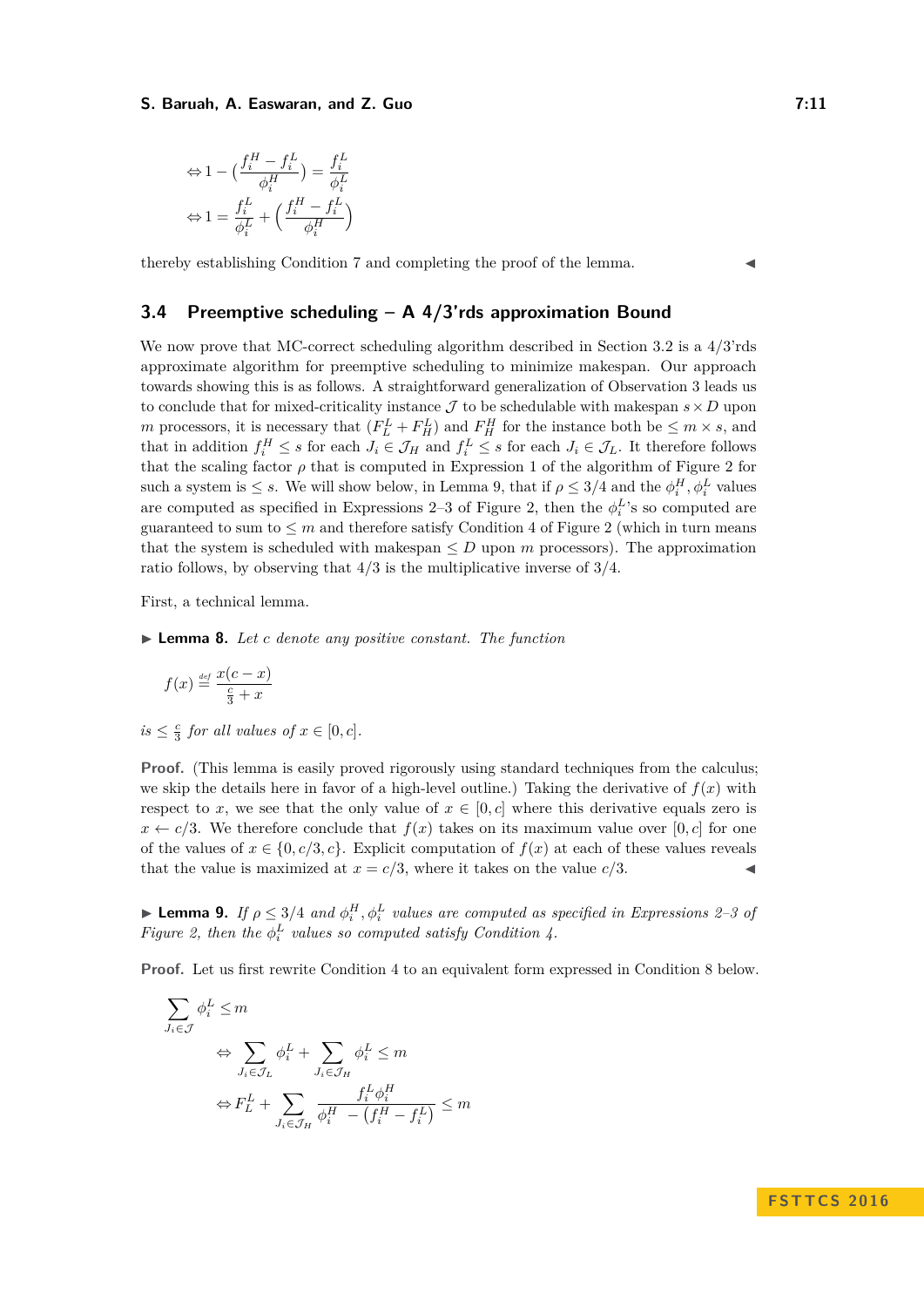$$\Leftrightarrow 1 - \left(\frac{f_i^H - f_i^L}{\phi_i^H}\right) = \frac{f_i^L}{\phi_i^L}$$

$$\Leftrightarrow 1 = \frac{f_i^L}{\phi_i^L} + \left(\frac{f_i^H - f_i^L}{\phi_i^H}\right)$$

thereby establishing Condition 7 and completing the proof of the lemma. ◀

## 3.4 Preemptive scheduling – A 4/3'rds approximation Bound

We now prove that MC-correct scheduling algorithm described in Section 3.2 is a 4/3'rds approximate algorithm for preemptive scheduling to minimize makespan. Our approach towards showing this is as follows. A straightforward generalization of Observation 3 leads us to conclude that for mixed-criticality instance $\mathcal{J}$ to be schedulable with makespan $s \times D$ upon $m$ processors, it is necessary that $(F_L^L + F_H^L)$ and $F_H^H$ for the instance both be $\leq m \times s$, and that in addition $f_i^H \leq s$ for each $J_i \in \mathcal{J}_H$ and $f_i^L \leq s$ for each $J_i \in \mathcal{J}_L$. It therefore follows that the scaling factor $\rho$ that is computed in Expression 1 of the algorithm of Figure 2 for such a system is $\leq s$. We will show below, in Lemma 9, that if $\rho \leq 3/4$ and the $\phi_i^H, \phi_i^L$ values are computed as specified in Expressions 2–3 of Figure 2, then the $\phi_i^L$'s so computed are guaranteed to sum to $\leq m$ and therefore satisfy Condition 4 of Figure 2 (which in turn means that the system is scheduled with makespan $\leq D$ upon $m$ processors). The approximation ratio follows, by observing that 4/3 is the multiplicative inverse of 3/4.

First, a technical lemma.

▶ **Lemma 8.** *Let $c$ denote any positive constant. The function*

$$f(x) \stackrel{\text{def}}{=} \frac{x(c-x)}{\frac{c}{3}+x}$$

*is $\leq \frac{c}{3}$ for all values of $x \in [0, c]$.*

**Proof.** (This lemma is easily proved rigorously using standard techniques from the calculus; we skip the details here in favor of a high-level outline.) Taking the derivative of $f(x)$ with respect to $x$, we see that the only value of $x \in [0, c]$ where this derivative equals zero is $x \leftarrow c/3$. We therefore conclude that $f(x)$ takes on its maximum value over $[0, c]$ for one of the values of $x \in \{0, c/3, c\}$. Explicit computation of $f(x)$ at each of these values reveals that the value is maximized at $x = c/3$, where it takes on the value $c/3$. ◀

▶ **Lemma 9.** *If $\rho \leq 3/4$ and $\phi_i^H, \phi_i^L$ values are computed as specified in Expressions 2–3 of Figure 2, then the $\phi_i^L$ values so computed satisfy Condition 4.*

**Proof.** Let us first rewrite Condition 4 to an equivalent form expressed in Condition 8 below.

$$\sum_{J_i \in \mathcal{J}} \phi_i^L \leq m$$

$$\Leftrightarrow \sum_{J_i \in \mathcal{J}_L} \phi_i^L + \sum_{J_i \in \mathcal{J}_H} \phi_i^L \leq m$$

$$\Leftrightarrow F_L^L + \sum_{J_i \in \mathcal{J}_H} \frac{f_i^L \phi_i^H}{\phi_i^H - (f_i^H - f_i^L)} \leq m$$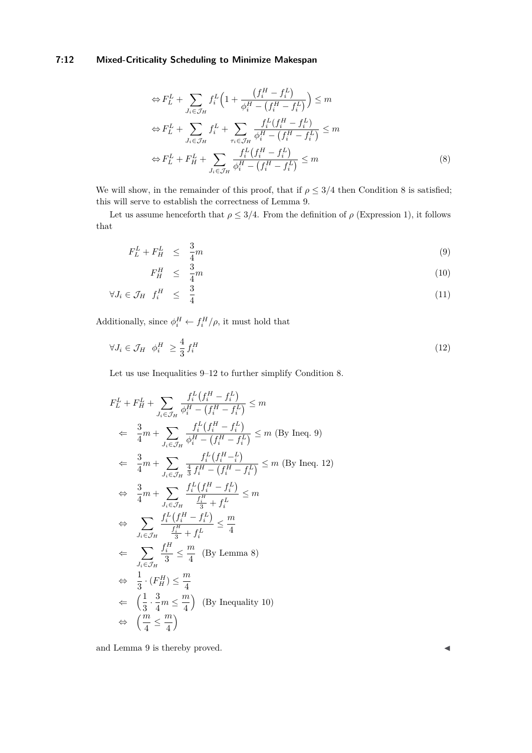$$
\begin{aligned}
&\Leftrightarrow F_L^L + \sum_{J_i \in \mathcal{J}_H} f_i^L \Big(1 + \frac{\big(f_i^H - f_i^L\big)}{\phi_i^H - \big(f_i^H - f_i^L\big)}\Big) \leq m \\
&\Leftrightarrow F_L^L + \sum_{J_i \in \mathcal{J}_H} f_i^L + \sum_{\tau_i \in \mathcal{J}_H} \frac{f_i^L(f_i^H - f_i^L)}{\phi_i^H - \big(f_i^H - f_i^L\big)} \leq m \\
&\Leftrightarrow F_L^L + F_H^L + \sum_{J_i \in \mathcal{J}_H} \frac{f_i^L\big(f_i^H - f_i^L\big)}{\phi_i^H - \big(f_i^H - f_i^L\big)} \leq m
\end{aligned}
\tag{8}
$$

We will show, in the remainder of this proof, that if $\rho \leq 3/4$ then Condition 8 is satisfied; this will serve to establish the correctness of Lemma 9.

Let us assume henceforth that $\rho \leq 3/4$. From the definition of $\rho$ (Expression 1), it follows that

$$
F_L^L + F_H^L \quad \leq \quad \frac{3}{4} m \tag{9}
$$

$$
F_H^H \quad \leq \quad \frac{3}{4} m \tag{10}
$$

$$
\forall J_i \in \mathcal{J}_H \quad f_i^H \quad \leq \quad \frac{3}{4} \tag{11}
$$

Additionally, since $\phi_i^H \leftarrow f_i^H/\rho$, it must hold that

$$
\forall J_i \in \mathcal{J}_H \quad \phi_i^H \; \geq \frac{4}{3}\, f_i^H \tag{12}
$$

Let us use Inequalities 9–12 to further simplify Condition 8.

$$
\begin{aligned}
& F_L^L + F_H^L + \sum_{J_i \in \mathcal{J}_H} \frac{f_i^L\big(f_i^H - f_i^L\big)}{\phi_i^H - \big(f_i^H - f_i^L\big)} \leq m \\
\Leftarrow \quad & \frac{3}{4} m + \sum_{J_i \in \mathcal{J}_H} \frac{f_i^L\big(f_i^H - f_i^L\big)}{\phi_i^H - \big(f_i^H - f_i^L\big)} \leq m \text{ (By Ineq. 9)} \\
\Leftarrow \quad & \frac{3}{4} m + \sum_{J_i \in \mathcal{J}_H} \frac{f_i^L\big(f_i^H -_i^L\big)}{\frac{4}{3} f_i^H - \big(f_i^H - f_i^L\big)} \leq m \text{ (By Ineq. 12)} \\
\Leftrightarrow \quad & \frac{3}{4} m + \sum_{J_i \in \mathcal{J}_H} \frac{f_i^L\big(f_i^H - f_i^L\big)}{\frac{f_i^H}{3} + f_i^L} \leq m \\
\Leftrightarrow \quad & \sum_{J_i \in \mathcal{J}_H} \frac{f_i^L\big(f_i^H - f_i^L\big)}{\frac{f_i^H}{3} + f_i^L} \leq \frac{m}{4} \\
\Leftarrow \quad & \sum_{J_i \in \mathcal{J}_H} \frac{f_i^H}{3} \leq \frac{m}{4} \quad \text{(By Lemma 8)} \\
\Leftrightarrow \quad & \frac{1}{3} \cdot (F_H^H) \leq \frac{m}{4} \\
\Leftarrow \quad & \Big(\frac{1}{3} \cdot \frac{3}{4} m \leq \frac{m}{4}\Big) \quad \text{(By Inequality 10)} \\
\Leftrightarrow \quad & \Big(\frac{m}{4} \leq \frac{m}{4}\Big)
\end{aligned}
$$

and Lemma 9 is thereby proved. ◀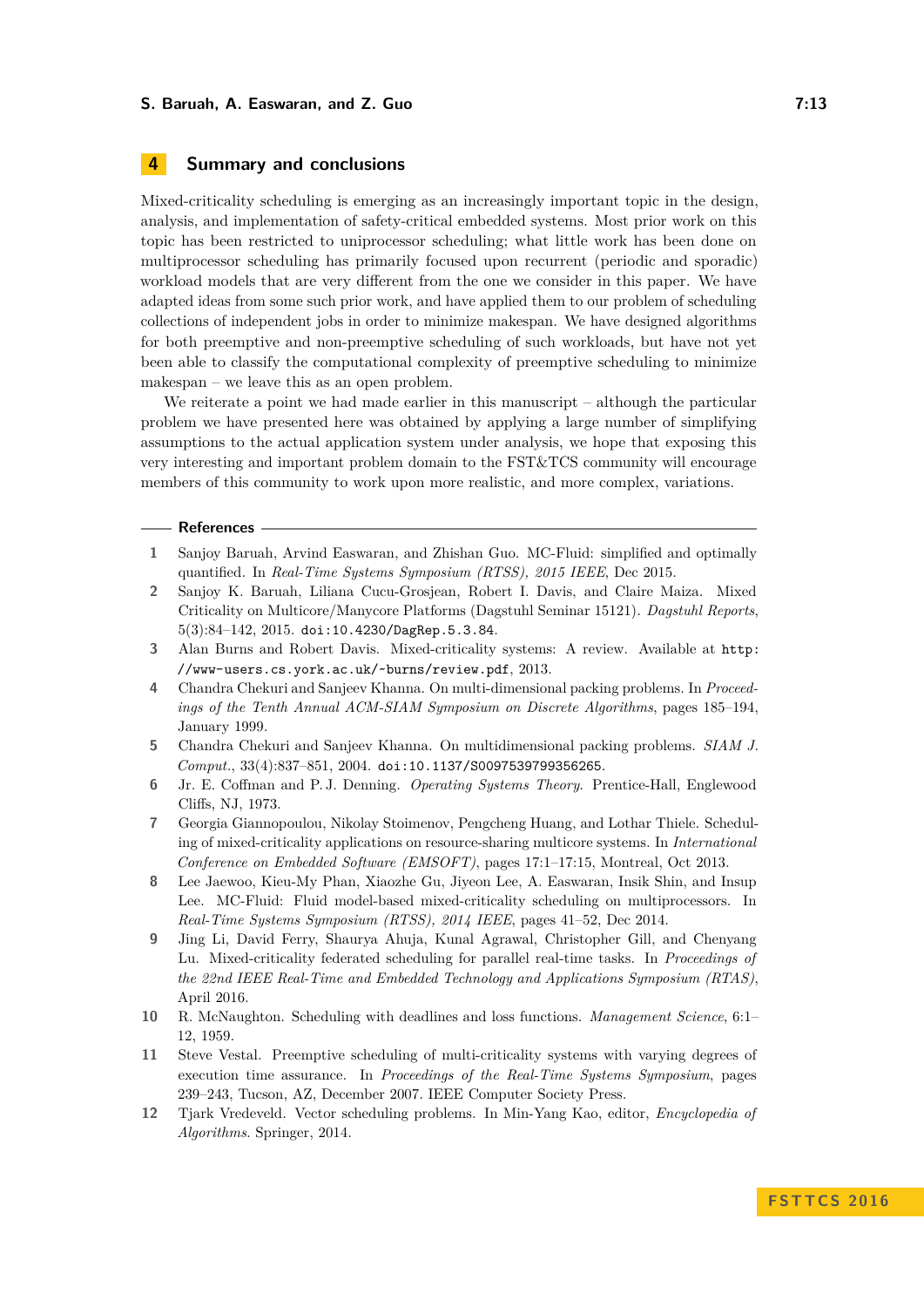## 4 Summary and conclusions

Mixed-criticality scheduling is emerging as an increasingly important topic in the design, analysis, and implementation of safety-critical embedded systems. Most prior work on this topic has been restricted to uniprocessor scheduling; what little work has been done on multiprocessor scheduling has primarily focused upon recurrent (periodic and sporadic) workload models that are very different from the one we consider in this paper. We have adapted ideas from some such prior work, and have applied them to our problem of scheduling collections of independent jobs in order to minimize makespan. We have designed algorithms for both preemptive and non-preemptive scheduling of such workloads, but have not yet been able to classify the computational complexity of preemptive scheduling to minimize makespan – we leave this as an open problem.

We reiterate a point we had made earlier in this manuscript – although the particular problem we have presented here was obtained by applying a large number of simplifying assumptions to the actual application system under analysis, we hope that exposing this very interesting and important problem domain to the FST&TCS community will encourage members of this community to work upon more realistic, and more complex, variations.

### References

1. Sanjoy Baruah, Arvind Easwaran, and Zhishan Guo. MC-Fluid: simplified and optimally quantified. In *Real-Time Systems Symposium (RTSS), 2015 IEEE*, Dec 2015.
2. Sanjoy K. Baruah, Liliana Cucu-Grosjean, Robert I. Davis, and Claire Maiza. Mixed Criticality on Multicore/Manycore Platforms (Dagstuhl Seminar 15121). *Dagstuhl Reports*, 5(3):84–142, 2015. doi:10.4230/DagRep.5.3.84.
3. Alan Burns and Robert Davis. Mixed-criticality systems: A review. Available at http://www-users.cs.york.ac.uk/~burns/review.pdf, 2013.
4. Chandra Chekuri and Sanjeev Khanna. On multi-dimensional packing problems. In *Proceedings of the Tenth Annual ACM-SIAM Symposium on Discrete Algorithms*, pages 185–194, January 1999.
5. Chandra Chekuri and Sanjeev Khanna. On multidimensional packing problems. *SIAM J. Comput.*, 33(4):837–851, 2004. doi:10.1137/S0097539799356265.
6. Jr. E. Coffman and P. J. Denning. *Operating Systems Theory*. Prentice-Hall, Englewood Cliffs, NJ, 1973.
7. Georgia Giannopoulou, Nikolay Stoimenov, Pengcheng Huang, and Lothar Thiele. Scheduling of mixed-criticality applications on resource-sharing multicore systems. In *International Conference on Embedded Software (EMSOFT)*, pages 17:1–17:15, Montreal, Oct 2013.
8. Lee Jaewoo, Kieu-My Phan, Xiaozhe Gu, Jiyeon Lee, A. Easwaran, Insik Shin, and Insup Lee. MC-Fluid: Fluid model-based mixed-criticality scheduling on multiprocessors. In *Real-Time Systems Symposium (RTSS), 2014 IEEE*, pages 41–52, Dec 2014.
9. Jing Li, David Ferry, Shaurya Ahuja, Kunal Agrawal, Christopher Gill, and Chenyang Lu. Mixed-criticality federated scheduling for parallel real-time tasks. In *Proceedings of the 22nd IEEE Real-Time and Embedded Technology and Applications Symposium (RTAS)*, April 2016.
10. R. McNaughton. Scheduling with deadlines and loss functions. *Management Science*, 6:1–12, 1959.
11. Steve Vestal. Preemptive scheduling of multi-criticality systems with varying degrees of execution time assurance. In *Proceedings of the Real-Time Systems Symposium*, pages 239–243, Tucson, AZ, December 2007. IEEE Computer Society Press.
12. Tjark Vredeveld. Vector scheduling problems. In Min-Yang Kao, editor, *Encyclopedia of Algorithms*. Springer, 2014.